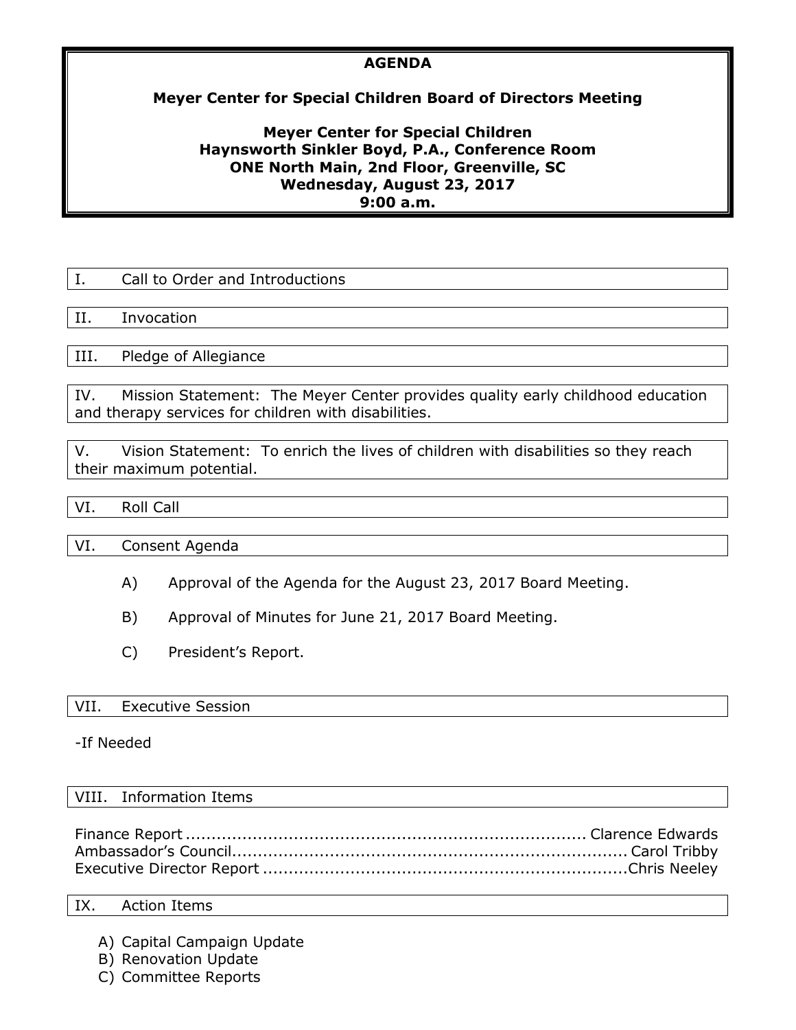# AGENDA

## Meyer Center for Special Children Board of Directors Meeting

**Meyer Center for Special Children**
**Haynsworth Sinkler Boyd, P.A., Conference Room**
**ONE North Main, 2nd Floor, Greenville, SC**
**Wednesday, August 23, 2017**
**9:00 a.m.**

I. Call to Order and Introductions

II. Invocation

III. Pledge of Allegiance

IV. Mission Statement: The Meyer Center provides quality early childhood education and therapy services for children with disabilities.

V. Vision Statement: To enrich the lives of children with disabilities so they reach their maximum potential.

VI. Roll Call

VI. Consent Agenda

A) Approval of the Agenda for the August 23, 2017 Board Meeting.

B) Approval of Minutes for June 21, 2017 Board Meeting.

C) President's Report.

VII. Executive Session

-If Needed

VIII. Information Items

Finance Report ............................................................................ Clarence Edwards
Ambassador's Council.......................................................................... Carol Tribby
Executive Director Report .......................................................................Chris Neeley

IX. Action Items

A) Capital Campaign Update
B) Renovation Update
C) Committee Reports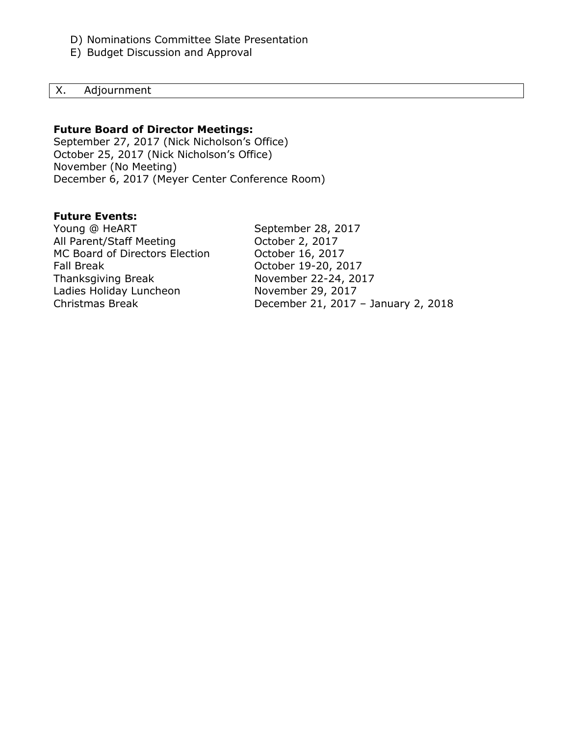D) Nominations Committee Slate Presentation
E) Budget Discussion and Approval

X. Adjournment

**Future Board of Director Meetings:**
September 27, 2017 (Nick Nicholson's Office)
October 25, 2017 (Nick Nicholson's Office)
November (No Meeting)
December 6, 2017 (Meyer Center Conference Room)

**Future Events:**

| | |
|---|---|
| Young @ HeART | September 28, 2017 |
| All Parent/Staff Meeting | October 2, 2017 |
| MC Board of Directors Election | October 16, 2017 |
| Fall Break | October 19-20, 2017 |
| Thanksgiving Break | November 22-24, 2017 |
| Ladies Holiday Luncheon | November 29, 2017 |
| Christmas Break | December 21, 2017 – January 2, 2018 |